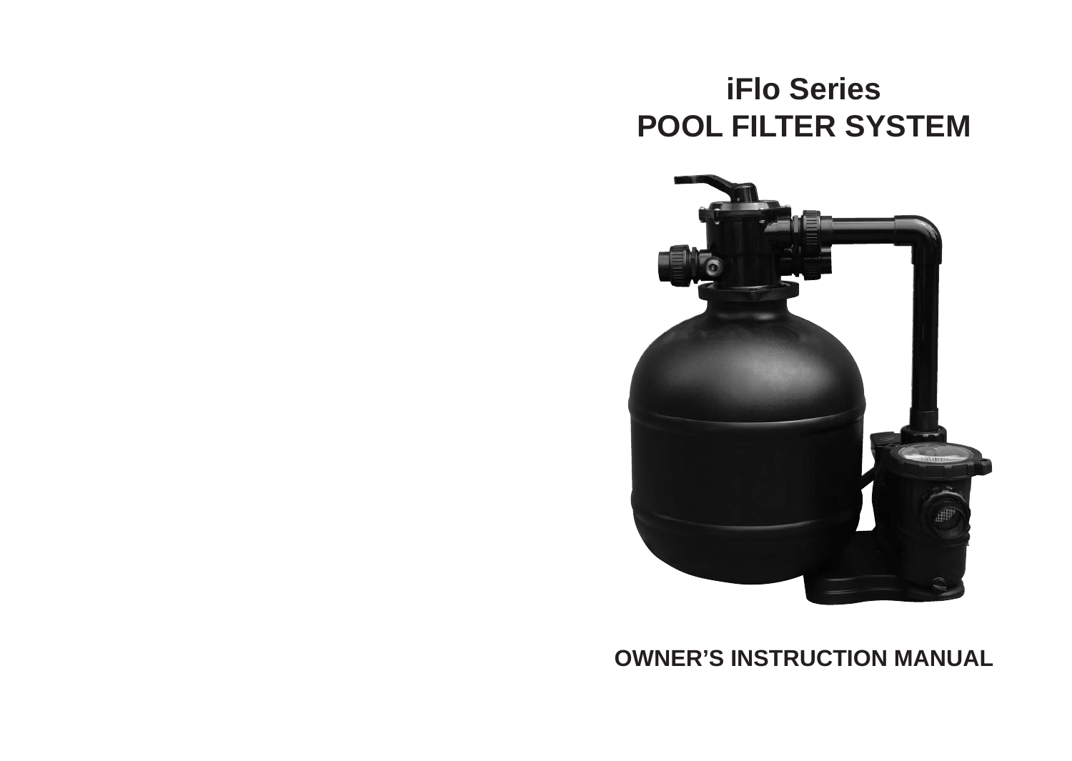# iFlo Series
# POOL FILTER SYSTEM

**OWNER'S INSTRUCTION MANUAL**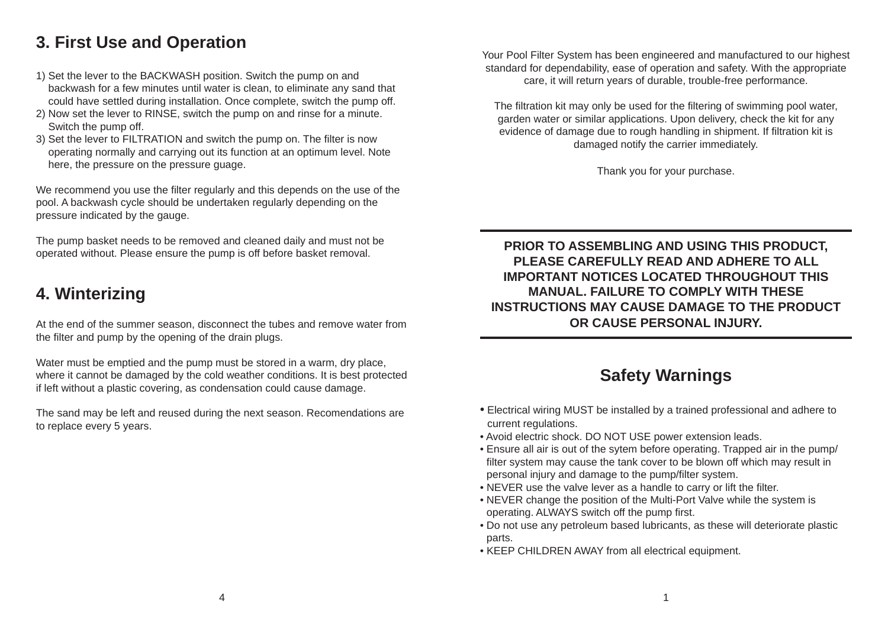## 3. First Use and Operation

1) Set the lever to the BACKWASH position. Switch the pump on and backwash for a few minutes until water is clean, to eliminate any sand that could have settled during installation. Once complete, switch the pump off.
2) Now set the lever to RINSE, switch the pump on and rinse for a minute. Switch the pump off.
3) Set the lever to FILTRATION and switch the pump on. The filter is now operating normally and carrying out its function at an optimum level. Note here, the pressure on the pressure guage.

We recommend you use the filter regularly and this depends on the use of the pool. A backwash cycle should be undertaken regularly depending on the pressure indicated by the gauge.

The pump basket needs to be removed and cleaned daily and must not be operated without. Please ensure the pump is off before basket removal.

## 4. Winterizing

At the end of the summer season, disconnect the tubes and remove water from the filter and pump by the opening of the drain plugs.

Water must be emptied and the pump must be stored in a warm, dry place, where it cannot be damaged by the cold weather conditions. It is best protected if left without a plastic covering, as condensation could cause damage.

The sand may be left and reused during the next season. Recomendations are to replace every 5 years.

Your Pool Filter System has been engineered and manufactured to our highest standard for dependability, ease of operation and safety. With the appropriate care, it will return years of durable, trouble-free performance.

The filtration kit may only be used for the filtering of swimming pool water, garden water or similar applications. Upon delivery, check the kit for any evidence of damage due to rough handling in shipment. If filtration kit is damaged notify the carrier immediately.

Thank you for your purchase.

---

**PRIOR TO ASSEMBLING AND USING THIS PRODUCT, PLEASE CAREFULLY READ AND ADHERE TO ALL IMPORTANT NOTICES LOCATED THROUGHOUT THIS MANUAL. FAILURE TO COMPLY WITH THESE INSTRUCTIONS MAY CAUSE DAMAGE TO THE PRODUCT OR CAUSE PERSONAL INJURY.**

---

## Safety Warnings

- Electrical wiring MUST be installed by a trained professional and adhere to current regulations.
- Avoid electric shock. DO NOT USE power extension leads.
- Ensure all air is out of the sytem before operating. Trapped air in the pump/ filter system may cause the tank cover to be blown off which may result in personal injury and damage to the pump/filter system.
- NEVER use the valve lever as a handle to carry or lift the filter.
- NEVER change the position of the Multi-Port Valve while the system is operating. ALWAYS switch off the pump first.
- Do not use any petroleum based lubricants, as these will deteriorate plastic parts.
- KEEP CHILDREN AWAY from all electrical equipment.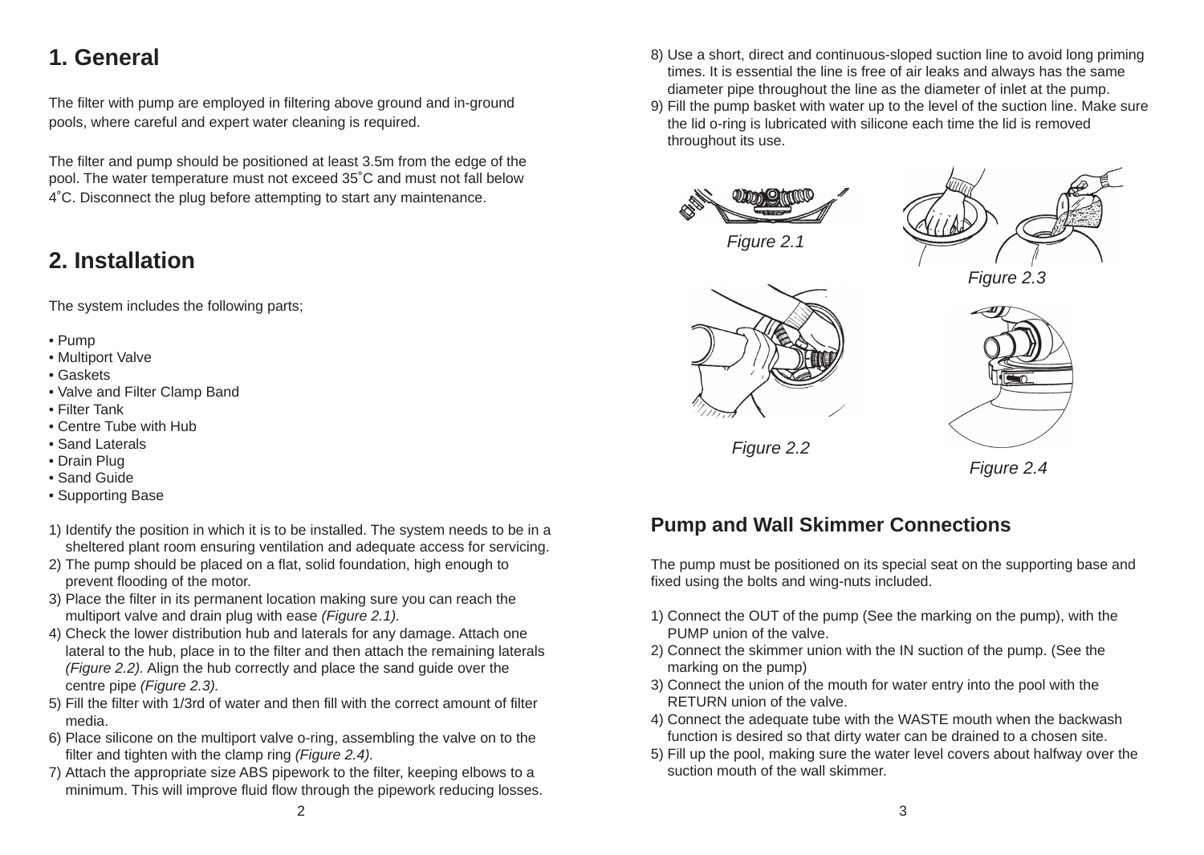# 1. General

The filter with pump are employed in filtering above ground and in-ground pools, where careful and expert water cleaning is required.

The filter and pump should be positioned at least 3.5m from the edge of the pool. The water temperature must not exceed 35˚C and must not fall below 4˚C. Disconnect the plug before attempting to start any maintenance.

# 2. Installation

The system includes the following parts;

- Pump
- Multiport Valve
- Gaskets
- Valve and Filter Clamp Band
- Filter Tank
- Centre Tube with Hub
- Sand Laterals
- Drain Plug
- Sand Guide
- Supporting Base

1) Identify the position in which it is to be installed. The system needs to be in a sheltered plant room ensuring ventilation and adequate access for servicing.
2) The pump should be placed on a flat, solid foundation, high enough to prevent flooding of the motor.
3) Place the filter in its permanent location making sure you can reach the multiport valve and drain plug with ease *(Figure 2.1).*
4) Check the lower distribution hub and laterals for any damage. Attach one lateral to the hub, place in to the filter and then attach the remaining laterals *(Figure 2.2).* Align the hub correctly and place the sand guide over the centre pipe *(Figure 2.3).*
5) Fill the filter with 1/3rd of water and then fill with the correct amount of filter media.
6) Place silicone on the multiport valve o-ring, assembling the valve on to the filter and tighten with the clamp ring *(Figure 2.4).*
7) Attach the appropriate size ABS pipework to the filter, keeping elbows to a minimum. This will improve fluid flow through the pipework reducing losses.
8) Use a short, direct and continuous-sloped suction line to avoid long priming times. It is essential the line is free of air leaks and always has the same diameter pipe throughout the line as the diameter of inlet at the pump.
9) Fill the pump basket with water up to the level of the suction line. Make sure the lid o-ring is lubricated with silicone each time the lid is removed throughout its use.

*Figure 2.1*

*Figure 2.3*

*Figure 2.2*

*Figure 2.4*

## Pump and Wall Skimmer Connections

The pump must be positioned on its special seat on the supporting base and fixed using the bolts and wing-nuts included.

1) Connect the OUT of the pump (See the marking on the pump), with the PUMP union of the valve.
2) Connect the skimmer union with the IN suction of the pump. (See the marking on the pump)
3) Connect the union of the mouth for water entry into the pool with the RETURN union of the valve.
4) Connect the adequate tube with the WASTE mouth when the backwash function is desired so that dirty water can be drained to a chosen site.
5) Fill up the pool, making sure the water level covers about halfway over the suction mouth of the wall skimmer.